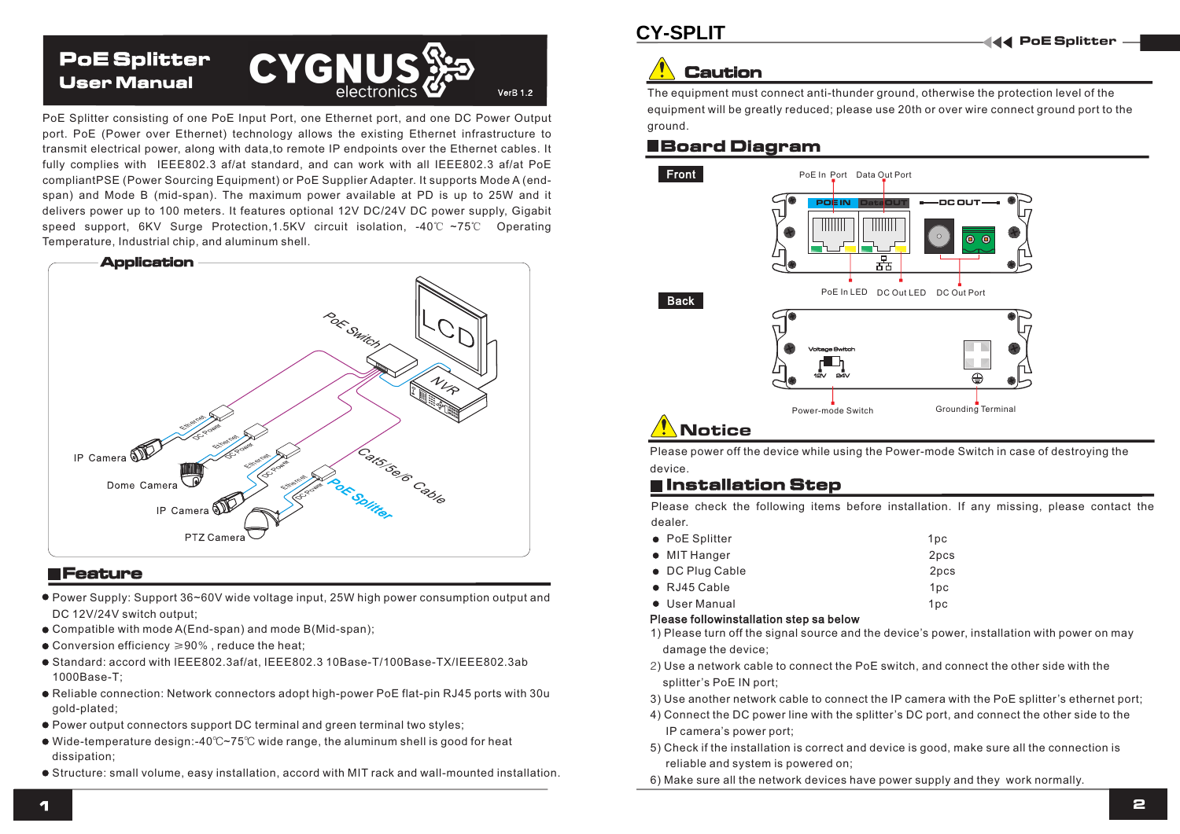# PoE Splitter User Manual

CYGNUS electronics

VerB 1.2

PoE Splitter consisting of one PoE Input Port, one Ethernet port, and one DC Power Output port. PoE (Power over Ethernet) technology allows the existing Ethernet infrastructure to transmit electrical power, along with data,to remote IP endpoints over the Ethernet cables. It fully complies with IEEE802.3 af/at standard, and can work with all IEEE802.3 af/at PoE compliantPSE (Power Sourcing Equipment) or PoE Supplier Adapter. It supports Mode A (end-span) and Mode B (mid-span). The maximum power available at PD is up to 25W and it delivers power up to 100 meters. It features optional 12V DC/24V DC power supply, Gigabit speed support, 6KV Surge Protection,1.5KV circuit isolation, -40℃ ~75℃ Operating Temperature, Industrial chip, and aluminum shell.

## Application

PoE Switch, LCD, NVR, Cat5/5e/6 Cable, PoE Splitter, Ethernet, DC Power, IP Camera, Dome Camera, IP Camera, PTZ Camera

## Feature

- Power Supply: Support 36~60V wide voltage input, 25W high power consumption output and DC 12V/24V switch output;
- Compatible with mode A(End-span) and mode B(Mid-span);
- Conversion efficiency ≥90% , reduce the heat;
- Standard: accord with IEEE802.3af/at, IEEE802.3 10Base-T/100Base-TX/IEEE802.3ab 1000Base-T;
- Reliable connection: Network connectors adopt high-power PoE flat-pin RJ45 ports with 30u gold-plated;
- Power output connectors support DC terminal and green terminal two styles;
- Wide-temperature design:-40℃~75℃ wide range, the aluminum shell is good for heat dissipation;
- Structure: small volume, easy installation, accord with MIT rack and wall-mounted installation.

# CY-SPLIT

## Caution

The equipment must connect anti-thunder ground, otherwise the protection level of the equipment will be greatly reduced; please use 20th or over wire connect ground port to the ground.

## Board Diagram

**Front**

PoE In Port, Data Out Port, POE IN, Data OUT, DC OUT, PoE In LED, DC Out LED, DC Out Port

**Back**

Voltage Switch, 12V, 24V, Power-mode Switch, Grounding Terminal

## Notice

Please power off the device while using the Power-mode Switch in case of destroying the device.

## Installation Step

Please check the following items before installation. If any missing, please contact the dealer.

| Item | Qty |
|---|---|
| PoE Splitter | 1pc |
| MIT Hanger | 2pcs |
| DC Plug Cable | 2pcs |
| RJ45 Cable | 1pc |
| User Manual | 1pc |

**Please followinstallation step sa below**

1) Please turn off the signal source and the device's power, installation with power on may damage the device;
2) Use a network cable to connect the PoE switch, and connect the other side with the splitter's PoE IN port;
3) Use another network cable to connect the IP camera with the PoE splitter's ethernet port;
4) Connect the DC power line with the splitter's DC port, and connect the other side to the IP camera's power port;
5) Check if the installation is correct and device is good, make sure all the connection is reliable and system is powered on;
6) Make sure all the network devices have power supply and they work normally.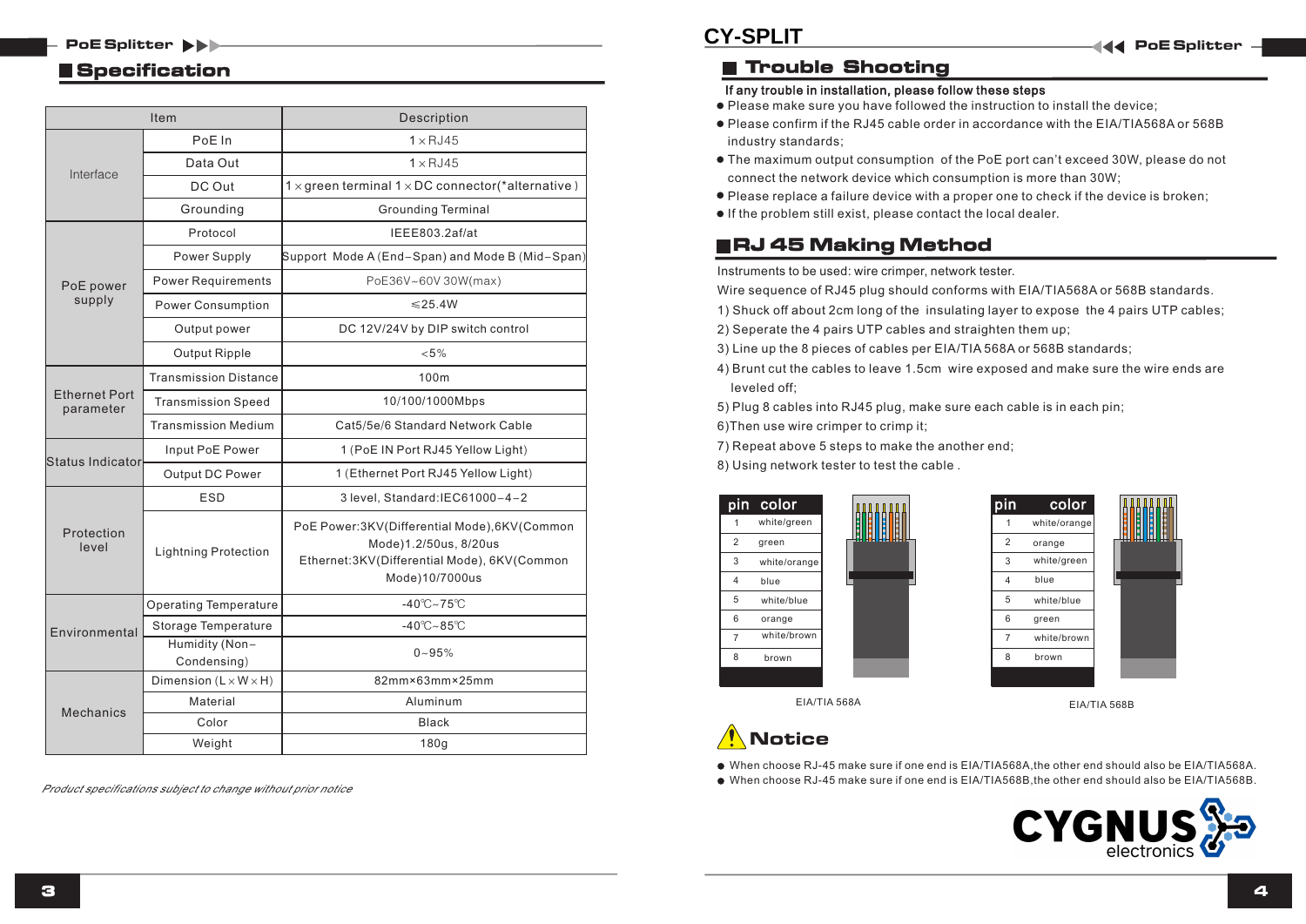## Specification

| Item | | Description |
|---|---|---|
| Interface | PoE In | 1×RJ45 |
| | Data Out | 1×RJ45 |
| | DC Out | 1×green terminal 1×DC connector(*alternative ) |
| | Grounding | Grounding Terminal |
| PoE power supply | Protocol | IEEE803.2af/at |
| | Power Supply | Support Mode A (End–Span) and Mode B (Mid–Span) |
| | Power Requirements | PoE36V~60V 30W(max) |
| | Power Consumption | ≤25.4W |
| | Output power | DC 12V/24V by DIP switch control |
| | Output Ripple | <5% |
| Ethernet Port parameter | Transmission Distance | 100m |
| | Transmission Speed | 10/100/1000Mbps |
| | Transmission Medium | Cat5/5e/6 Standard Network Cable |
| Status Indicator | Input PoE Power | 1 (PoE IN Port RJ45 Yellow Light) |
| | Output DC Power | 1 (Ethernet Port RJ45 Yellow Light) |
| Protection level | ESD | 3 level, Standard:IEC61000–4–2 |
| | Lightning Protection | PoE Power:3KV(Differential Mode),6KV(Common Mode)1.2/50us, 8/20us Ethernet:3KV(Differential Mode), 6KV(Common Mode)10/7000us |
| Environmental | Operating Temperature | -40℃~75℃ |
| | Storage Temperature | -40℃~85℃ |
| | Humidity (Non–Condensing) | 0~95% |
| Mechanics | Dimension (L×W×H) | 82mm×63mm×25mm |
| | Material | Aluminum |
| | Color | Black |
| | Weight | 180g |

*Product specifications subject to change without prior notice*

# CY-SPLIT

## Trouble Shooting

**If any trouble in installation, please follow these steps**

- Please make sure you have followed the instruction to install the device;
- Please confirm if the RJ45 cable order in accordance with the EIA/TIA568A or 568B industry standards;
- The maximum output consumption of the PoE port can't exceed 30W, please do not connect the network device which consumption is more than 30W;
- Please replace a failure device with a proper one to check if the device is broken;
- If the problem still exist, please contact the local dealer.

## RJ 45 Making Method

Instruments to be used: wire crimper, network tester.

Wire sequence of RJ45 plug should conforms with EIA/TIA568A or 568B standards.

1) Shuck off about 2cm long of the insulating layer to expose the 4 pairs UTP cables;
2) Seperate the 4 pairs UTP cables and straighten them up;
3) Line up the 8 pieces of cables per EIA/TIA 568A or 568B standards;
4) Brunt cut the cables to leave 1.5cm wire exposed and make sure the wire ends are leveled off;
5) Plug 8 cables into RJ45 plug, make sure each cable is in each pin;
6) Then use wire crimper to crimp it;
7) Repeat above 5 steps to make the another end;
8) Using network tester to test the cable .

| pin | color |
|---|---|
| 1 | white/green |
| 2 | green |
| 3 | white/orange |
| 4 | blue |
| 5 | white/blue |
| 6 | orange |
| 7 | white/brown |
| 8 | brown |

EIA/TIA 568A

| pin | color |
|---|---|
| 1 | white/orange |
| 2 | orange |
| 3 | white/green |
| 4 | blue |
| 5 | white/blue |
| 6 | green |
| 7 | white/brown |
| 8 | brown |

EIA/TIA 568B

## Notice

- When choose RJ-45 make sure if one end is EIA/TIA568A,the other end should also be EIA/TIA568A.
- When choose RJ-45 make sure if one end is EIA/TIA568B,the other end should also be EIA/TIA568B.

CYGNUS electronics